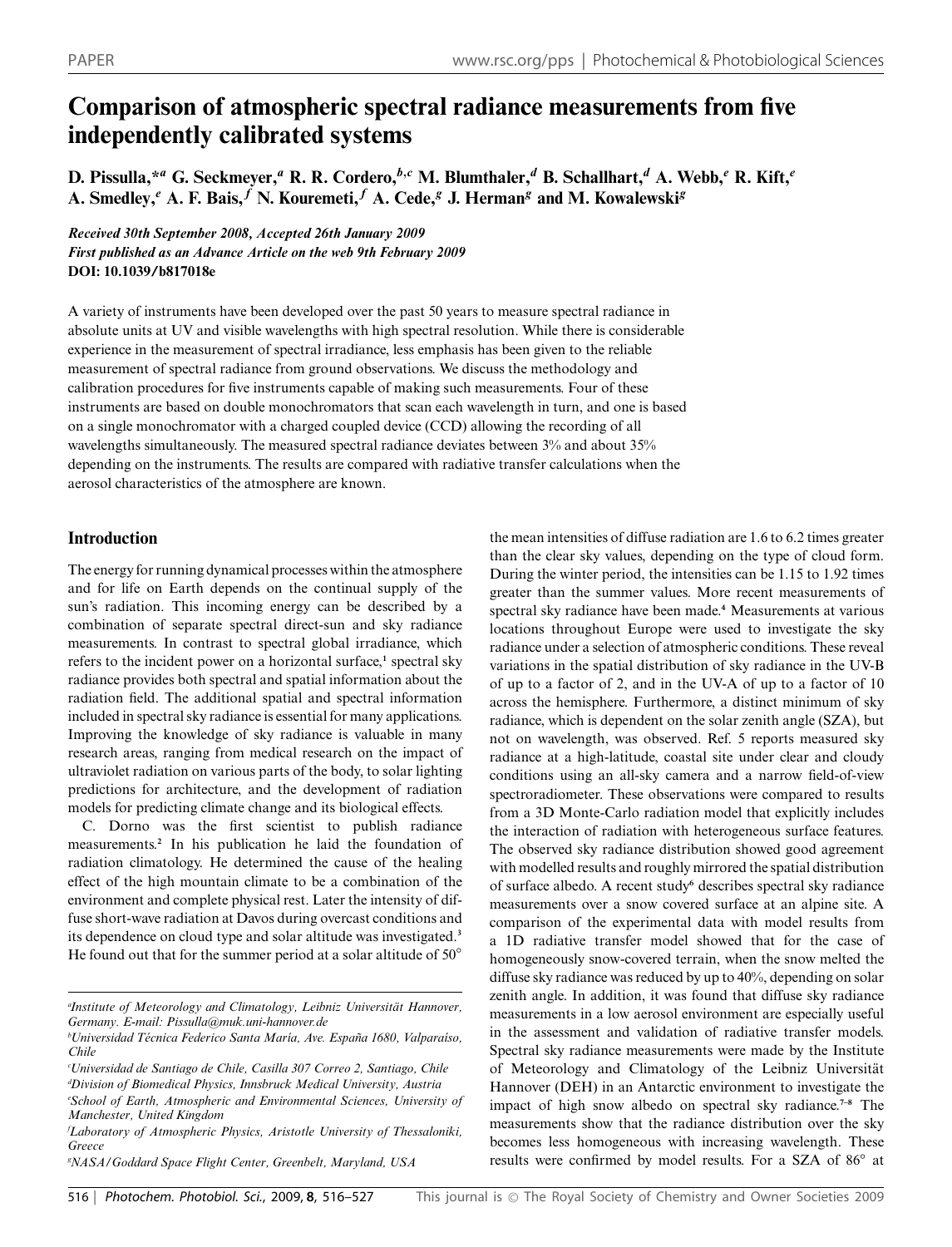# Comparison of atmospheric spectral radiance measurements from five independently calibrated systems

**D. Pissulla,*[a] G. Seckmeyer,[a] R. R. Cordero,[b,c] M. Blumthaler,[d] B. Schallhart,[d] A. Webb,[e] R. Kift,[e] A. Smedley,[e] A. F. Bais,[f] N. Kouremeti,[f] A. Cede,[g] J. Herman[g] and M. Kowalewski[g]**

*Received 30th September 2008, Accepted 26th January 2009*
*First published as an Advance Article on the web 9th February 2009*
**DOI: 10.1039/b817018e**

A variety of instruments have been developed over the past 50 years to measure spectral radiance in absolute units at UV and visible wavelengths with high spectral resolution. While there is considerable experience in the measurement of spectral irradiance, less emphasis has been given to the reliable measurement of spectral radiance from ground observations. We discuss the methodology and calibration procedures for five instruments capable of making such measurements. Four of these instruments are based on double monochromators that scan each wavelength in turn, and one is based on a single monochromator with a charged coupled device (CCD) allowing the recording of all wavelengths simultaneously. The measured spectral radiance deviates between 3% and about 35% depending on the instruments. The results are compared with radiative transfer calculations when the aerosol characteristics of the atmosphere are known.

## Introduction

The energy for running dynamical processes within the atmosphere and for life on Earth depends on the continual supply of the sun's radiation. This incoming energy can be described by a combination of separate spectral direct-sun and sky radiance measurements. In contrast to spectral global irradiance, which refers to the incident power on a horizontal surface,[1] spectral sky radiance provides both spectral and spatial information about the radiation field. The additional spatial and spectral information included in spectral sky radiance is essential for many applications. Improving the knowledge of sky radiance is valuable in many research areas, ranging from medical research on the impact of ultraviolet radiation on various parts of the body, to solar lighting predictions for architecture, and the development of radiation models for predicting climate change and its biological effects.

C. Dorno was the first scientist to publish radiance measurements.[2] In his publication he laid the foundation of radiation climatology. He determined the cause of the healing effect of the high mountain climate to be a combination of the environment and complete physical rest. Later the intensity of diffuse short-wave radiation at Davos during overcast conditions and its dependence on cloud type and solar altitude was investigated.[3] He found out that for the summer period at a solar altitude of 50° the mean intensities of diffuse radiation are 1.6 to 6.2 times greater than the clear sky values, depending on the type of cloud form. During the winter period, the intensities can be 1.15 to 1.92 times greater than the summer values. More recent measurements of spectral sky radiance have been made.[4] Measurements at various locations throughout Europe were used to investigate the sky radiance under a selection of atmospheric conditions. These reveal variations in the spatial distribution of sky radiance in the UV-B of up to a factor of 2, and in the UV-A of up to a factor of 10 across the hemisphere. Furthermore, a distinct minimum of sky radiance, which is dependent on the solar zenith angle (SZA), but not on wavelength, was observed. Ref. 5 reports measured sky radiance at a high-latitude, coastal site under clear and cloudy conditions using an all-sky camera and a narrow field-of-view spectroradiometer. These observations were compared to results from a 3D Monte-Carlo radiation model that explicitly includes the interaction of radiation with heterogeneous surface features. The observed sky radiance distribution showed good agreement with modelled results and roughly mirrored the spatial distribution of surface albedo. A recent study[6] describes spectral sky radiance measurements over a snow covered surface at an alpine site. A comparison of the experimental data with model results from a 1D radiative transfer model showed that for the case of homogeneously snow-covered terrain, when the snow melted the diffuse sky radiance was reduced by up to 40%, depending on solar zenith angle. In addition, it was found that diffuse sky radiance measurements in a low aerosol environment are especially useful in the assessment and validation of radiative transfer models. Spectral sky radiance measurements were made by the Institute of Meteorology and Climatology of the Leibniz Universität Hannover (DEH) in an Antarctic environment to investigate the impact of high snow albedo on spectral sky radiance.[7–8] The measurements show that the radiance distribution over the sky becomes less homogeneous with increasing wavelength. These results were confirmed by model results. For a SZA of 86° at

[a] Institute of Meteorology and Climatology, Leibniz Universität Hannover, Germany. E-mail: Pissulla@muk.uni-hannover.de
[b] Universidad Técnica Federico Santa María, Ave. España 1680, Valparaíso, Chile
[c] Universidad de Santiago de Chile, Casilla 307 Correo 2, Santiago, Chile
[d] Division of Biomedical Physics, Innsbruck Medical University, Austria
[e] School of Earth, Atmospheric and Environmental Sciences, University of Manchester, United Kingdom
[f] Laboratory of Atmospheric Physics, Aristotle University of Thessaloniki, Greece
[g] NASA/Goddard Space Flight Center, Greenbelt, Maryland, USA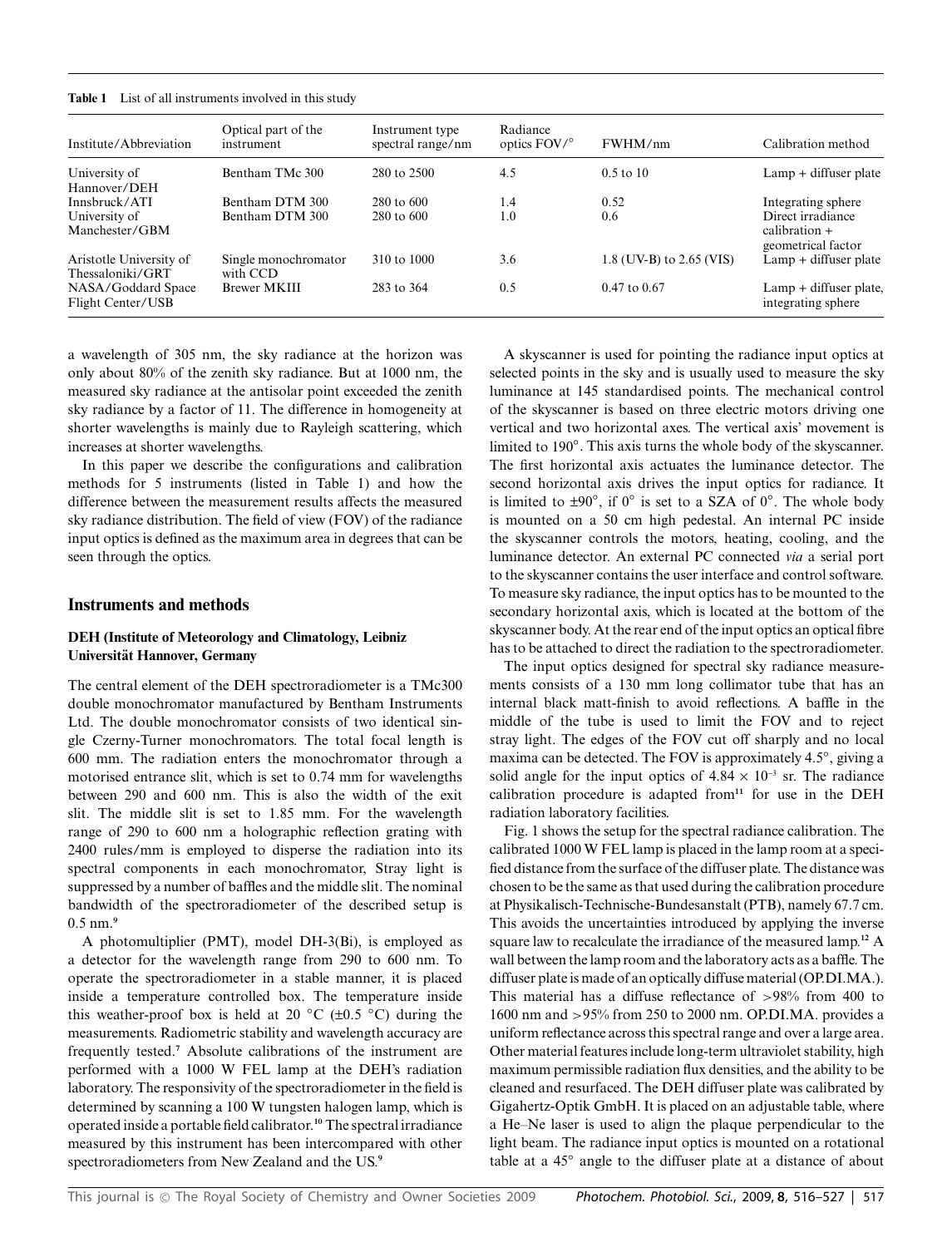**Table 1** List of all instruments involved in this study

| Institute/Abbreviation | Optical part of the instrument | Instrument type spectral range/nm | Radiance optics FOV/° | FWHM/nm | Calibration method |
|---|---|---|---|---|---|
| University of Hannover/DEH | Bentham TMc 300 | 280 to 2500 | 4.5 | 0.5 to 10 | Lamp + diffuser plate |
| Innsbruck/ATI | Bentham DTM 300 | 280 to 600 | 1.4 | 0.52 | Integrating sphere |
| University of Manchester/GBM | Bentham DTM 300 | 280 to 600 | 1.0 | 0.6 | Direct irradiance calibration + geometrical factor |
| Aristotle University of Thessaloniki/GRT | Single monochromator with CCD | 310 to 1000 | 3.6 | 1.8 (UV-B) to 2.65 (VIS) | Lamp + diffuser plate |
| NASA/Goddard Space Flight Center/USB | Brewer MKIII | 283 to 364 | 0.5 | 0.47 to 0.67 | Lamp + diffuser plate, integrating sphere |

a wavelength of 305 nm, the sky radiance at the horizon was only about 80% of the zenith sky radiance. But at 1000 nm, the measured sky radiance at the antisolar point exceeded the zenith sky radiance by a factor of 11. The difference in homogeneity at shorter wavelengths is mainly due to Rayleigh scattering, which increases at shorter wavelengths.

In this paper we describe the configurations and calibration methods for 5 instruments (listed in Table 1) and how the difference between the measurement results affects the measured sky radiance distribution. The field of view (FOV) of the radiance input optics is defined as the maximum area in degrees that can be seen through the optics.

## Instruments and methods

### DEH (Institute of Meteorology and Climatology, Leibniz Universität Hannover, Germany

The central element of the DEH spectroradiometer is a TMc300 double monochromator manufactured by Bentham Instruments Ltd. The double monochromator consists of two identical single Czerny-Turner monochromators. The total focal length is 600 mm. The radiation enters the monochromator through a motorised entrance slit, which is set to 0.74 mm for wavelengths between 290 and 600 nm. This is also the width of the exit slit. The middle slit is set to 1.85 mm. For the wavelength range of 290 to 600 nm a holographic reflection grating with 2400 rules/mm is employed to disperse the radiation into its spectral components in each monochromator, Stray light is suppressed by a number of baffles and the middle slit. The nominal bandwidth of the spectroradiometer of the described setup is 0.5 nm.[9]

A photomultiplier (PMT), model DH-3(Bi), is employed as a detector for the wavelength range from 290 to 600 nm. To operate the spectroradiometer in a stable manner, it is placed inside a temperature controlled box. The temperature inside this weather-proof box is held at 20 °C (±0.5 °C) during the measurements. Radiometric stability and wavelength accuracy are frequently tested.[7] Absolute calibrations of the instrument are performed with a 1000 W FEL lamp at the DEH's radiation laboratory. The responsivity of the spectroradiometer in the field is determined by scanning a 100 W tungsten halogen lamp, which is operated inside a portable field calibrator.[10] The spectral irradiance measured by this instrument has been intercompared with other spectroradiometers from New Zealand and the US.[9]

A skyscanner is used for pointing the radiance input optics at selected points in the sky and is usually used to measure the sky luminance at 145 standardised points. The mechanical control of the skyscanner is based on three electric motors driving one vertical and two horizontal axes. The vertical axis' movement is limited to 190°. This axis turns the whole body of the skyscanner. The first horizontal axis actuates the luminance detector. The second horizontal axis drives the input optics for radiance. It is limited to ±90°, if 0° is set to a SZA of 0°. The whole body is mounted on a 50 cm high pedestal. An internal PC inside the skyscanner controls the motors, heating, cooling, and the luminance detector. An external PC connected *via* a serial port to the skyscanner contains the user interface and control software. To measure sky radiance, the input optics has to be mounted to the secondary horizontal axis, which is located at the bottom of the skyscanner body. At the rear end of the input optics an optical fibre has to be attached to direct the radiation to the spectroradiometer.

The input optics designed for spectral sky radiance measurements consists of a 130 mm long collimator tube that has an internal black matt-finish to avoid reflections. A baffle in the middle of the tube is used to limit the FOV and to reject stray light. The edges of the FOV cut off sharply and no local maxima can be detected. The FOV is approximately 4.5°, giving a solid angle for the input optics of $4.84 \times 10^{-3}$ sr. The radiance calibration procedure is adapted from[11] for use in the DEH radiation laboratory facilities.

Fig. 1 shows the setup for the spectral radiance calibration. The calibrated 1000 W FEL lamp is placed in the lamp room at a specified distance from the surface of the diffuser plate. The distance was chosen to be the same as that used during the calibration procedure at Physikalisch-Technische-Bundesanstalt (PTB), namely 67.7 cm. This avoids the uncertainties introduced by applying the inverse square law to recalculate the irradiance of the measured lamp.[12] A wall between the lamp room and the laboratory acts as a baffle. The diffuser plate is made of an optically diffuse material (OP.DI.MA.). This material has a diffuse reflectance of >98% from 400 to 1600 nm and >95% from 250 to 2000 nm. OP.DI.MA. provides a uniform reflectance across this spectral range and over a large area. Other material features include long-term ultraviolet stability, high maximum permissible radiation flux densities, and the ability to be cleaned and resurfaced. The DEH diffuser plate was calibrated by Gigahertz-Optik GmbH. It is placed on an adjustable table, where a He–Ne laser is used to align the plaque perpendicular to the light beam. The radiance input optics is mounted on a rotational table at a 45° angle to the diffuser plate at a distance of about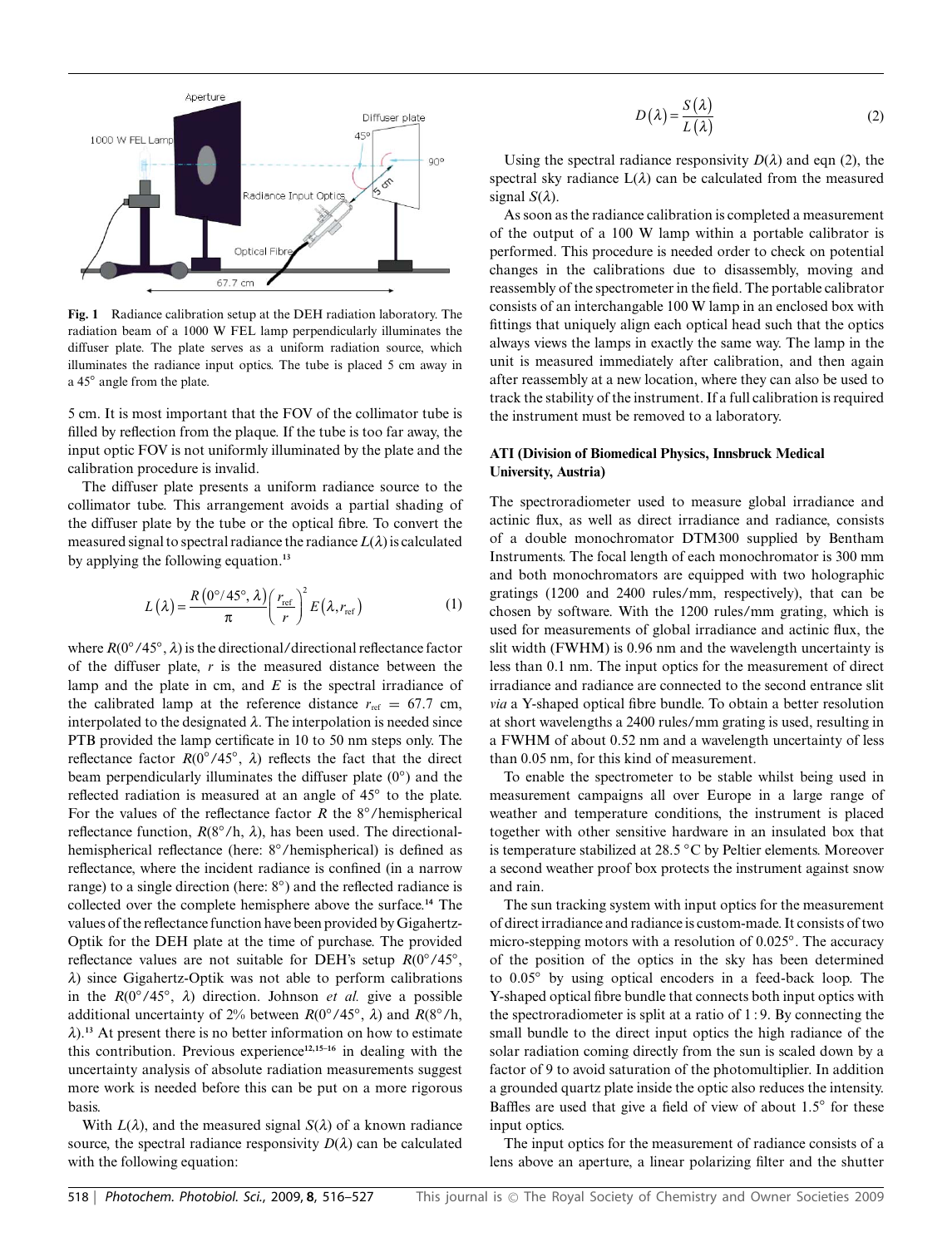Fig. 1 Radiance calibration setup at the DEH radiation laboratory. The radiation beam of a 1000 W FEL lamp perpendicularly illuminates the diffuser plate. The plate serves as a uniform radiation source, which illuminates the radiance input optics. The tube is placed 5 cm away in a 45° angle from the plate.

5 cm. It is most important that the FOV of the collimator tube is filled by reflection from the plaque. If the tube is too far away, the input optic FOV is not uniformly illuminated by the plate and the calibration procedure is invalid.

The diffuser plate presents a uniform radiance source to the collimator tube. This arrangement avoids a partial shading of the diffuser plate by the tube or the optical fibre. To convert the measured signal to spectral radiance the radiance $L(\lambda)$ is calculated by applying the following equation.[13]

$$L(\lambda) = \frac{R(0°/45°, \lambda)}{\pi} \left(\frac{r_{\mathrm{ref}}}{r}\right)^2 E(\lambda, r_{\mathrm{ref}}) \tag{1}$$

where $R(0°/45°, \lambda)$ is the directional/directional reflectance factor of the diffuser plate, $r$ is the measured distance between the lamp and the plate in cm, and $E$ is the spectral irradiance of the calibrated lamp at the reference distance $r_{\mathrm{ref}}$ = 67.7 cm, interpolated to the designated $\lambda$. The interpolation is needed since PTB provided the lamp certificate in 10 to 50 nm steps only. The reflectance factor $R(0°/45°, \lambda)$ reflects the fact that the direct beam perpendicularly illuminates the diffuser plate (0°) and the reflected radiation is measured at an angle of 45° to the plate. For the values of the reflectance factor $R$ the 8°/hemispherical reflectance function, $R(8°/\mathrm{h}, \lambda)$, has been used. The directional-hemispherical reflectance (here: 8°/hemispherical) is defined as reflectance, where the incident radiance is confined (in a narrow range) to a single direction (here: 8°) and the reflected radiance is collected over the complete hemisphere above the surface.[14] The values of the reflectance function have been provided by Gigahertz-Optik for the DEH plate at the time of purchase. The provided reflectance values are not suitable for DEH's setup $R(0°/45°, \lambda)$ since Gigahertz-Optik was not able to perform calibrations in the $R(0°/45°, \lambda)$ direction. Johnson *et al.* give a possible additional uncertainty of 2% between $R(0°/45°, \lambda)$ and $R(8°/\mathrm{h}, \lambda)$.[13] At present there is no better information on how to estimate this contribution. Previous experience[12,15–16] in dealing with the uncertainty analysis of absolute radiation measurements suggest more work is needed before this can be put on a more rigorous basis.

With $L(\lambda)$, and the measured signal $S(\lambda)$ of a known radiance source, the spectral radiance responsivity $D(\lambda)$ can be calculated with the following equation:

$$D(\lambda) = \frac{S(\lambda)}{L(\lambda)} \tag{2}$$

Using the spectral radiance responsivity $D(\lambda)$ and eqn (2), the spectral sky radiance $L(\lambda)$ can be calculated from the measured signal $S(\lambda)$.

As soon as the radiance calibration is completed a measurement of the output of a 100 W lamp within a portable calibrator is performed. This procedure is needed order to check on potential changes in the calibrations due to disassembly, moving and reassembly of the spectrometer in the field. The portable calibrator consists of an interchangable 100 W lamp in an enclosed box with fittings that uniquely align each optical head such that the optics always views the lamps in exactly the same way. The lamp in the unit is measured immediately after calibration, and then again after reassembly at a new location, where they can also be used to track the stability of the instrument. If a full calibration is required the instrument must be removed to a laboratory.

### ATI (Division of Biomedical Physics, Innsbruck Medical University, Austria)

The spectroradiometer used to measure global irradiance and actinic flux, as well as direct irradiance and radiance, consists of a double monochromator DTM300 supplied by Bentham Instruments. The focal length of each monochromator is 300 mm and both monochromators are equipped with two holographic gratings (1200 and 2400 rules/mm, respectively), that can be chosen by software. With the 1200 rules/mm grating, which is used for measurements of global irradiance and actinic flux, the slit width (FWHM) is 0.96 nm and the wavelength uncertainty is less than 0.1 nm. The input optics for the measurement of direct irradiance and radiance are connected to the second entrance slit *via* a Y-shaped optical fibre bundle. To obtain a better resolution at short wavelengths a 2400 rules/mm grating is used, resulting in a FWHM of about 0.52 nm and a wavelength uncertainty of less than 0.05 nm, for this kind of measurement.

To enable the spectrometer to be stable whilst being used in measurement campaigns all over Europe in a large range of weather and temperature conditions, the instrument is placed together with other sensitive hardware in an insulated box that is temperature stabilized at 28.5 °C by Peltier elements. Moreover a second weather proof box protects the instrument against snow and rain.

The sun tracking system with input optics for the measurement of direct irradiance and radiance is custom-made. It consists of two micro-stepping motors with a resolution of 0.025°. The accuracy of the position of the optics in the sky has been determined to 0.05° by using optical encoders in a feed-back loop. The Y-shaped optical fibre bundle that connects both input optics with the spectroradiometer is split at a ratio of 1 : 9. By connecting the small bundle to the direct input optics the high radiance of the solar radiation coming directly from the sun is scaled down by a factor of 9 to avoid saturation of the photomultiplier. In addition a grounded quartz plate inside the optic also reduces the intensity. Baffles are used that give a field of view of about 1.5° for these input optics.

The input optics for the measurement of radiance consists of a lens above an aperture, a linear polarizing filter and the shutter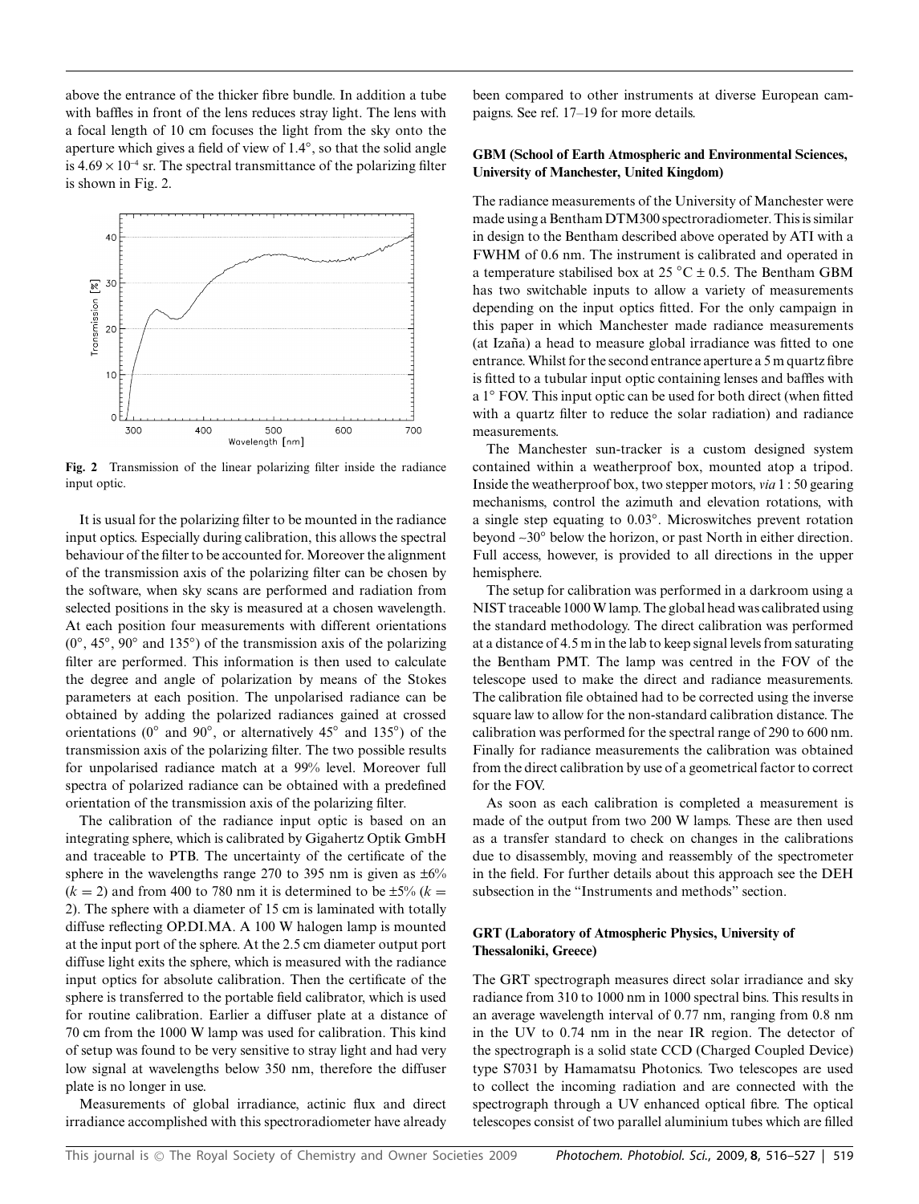above the entrance of the thicker fibre bundle. In addition a tube with baffles in front of the lens reduces stray light. The lens with a focal length of 10 cm focuses the light from the sky onto the aperture which gives a field of view of 1.4°, so that the solid angle is $4.69 \times 10^{-4}$ sr. The spectral transmittance of the polarizing filter is shown in Fig. 2.

**Fig. 2** Transmission of the linear polarizing filter inside the radiance input optic.

It is usual for the polarizing filter to be mounted in the radiance input optics. Especially during calibration, this allows the spectral behaviour of the filter to be accounted for. Moreover the alignment of the transmission axis of the polarizing filter can be chosen by the software, when sky scans are performed and radiation from selected positions in the sky is measured at a chosen wavelength. At each position four measurements with different orientations (0°, 45°, 90° and 135°) of the transmission axis of the polarizing filter are performed. This information is then used to calculate the degree and angle of polarization by means of the Stokes parameters at each position. The unpolarised radiance can be obtained by adding the polarized radiances gained at crossed orientations (0° and 90°, or alternatively 45° and 135°) of the transmission axis of the polarizing filter. The two possible results for unpolarised radiance match at a 99% level. Moreover full spectra of polarized radiance can be obtained with a predefined orientation of the transmission axis of the polarizing filter.

The calibration of the radiance input optic is based on an integrating sphere, which is calibrated by Gigahertz Optik GmbH and traceable to PTB. The uncertainty of the certificate of the sphere in the wavelengths range 270 to 395 nm is given as ±6% ($k = 2$) and from 400 to 780 nm it is determined to be ±5% ($k = 2$). The sphere with a diameter of 15 cm is laminated with totally diffuse reflecting OP.DI.MA. A 100 W halogen lamp is mounted at the input port of the sphere. At the 2.5 cm diameter output port diffuse light exits the sphere, which is measured with the radiance input optics for absolute calibration. Then the certificate of the sphere is transferred to the portable field calibrator, which is used for routine calibration. Earlier a diffuser plate at a distance of 70 cm from the 1000 W lamp was used for calibration. This kind of setup was found to be very sensitive to stray light and had very low signal at wavelengths below 350 nm, therefore the diffuser plate is no longer in use.

Measurements of global irradiance, actinic flux and direct irradiance accomplished with this spectroradiometer have already been compared to other instruments at diverse European campaigns. See ref. 17–19 for more details.

### GBM (School of Earth Atmospheric and Environmental Sciences, University of Manchester, United Kingdom)

The radiance measurements of the University of Manchester were made using a Bentham DTM300 spectroradiometer. This is similar in design to the Bentham described above operated by ATI with a FWHM of 0.6 nm. The instrument is calibrated and operated in a temperature stabilised box at 25 °C ± 0.5. The Bentham GBM has two switchable inputs to allow a variety of measurements depending on the input optics fitted. For the only campaign in this paper in which Manchester made radiance measurements (at Izaña) a head to measure global irradiance was fitted to one entrance. Whilst for the second entrance aperture a 5 m quartz fibre is fitted to a tubular input optic containing lenses and baffles with a 1° FOV. This input optic can be used for both direct (when fitted with a quartz filter to reduce the solar radiation) and radiance measurements.

The Manchester sun-tracker is a custom designed system contained within a weatherproof box, mounted atop a tripod. Inside the weatherproof box, two stepper motors, *via* 1 : 50 gearing mechanisms, control the azimuth and elevation rotations, with a single step equating to 0.03°. Microswitches prevent rotation beyond ~30° below the horizon, or past North in either direction. Full access, however, is provided to all directions in the upper hemisphere.

The setup for calibration was performed in a darkroom using a NIST traceable 1000 W lamp. The global head was calibrated using the standard methodology. The direct calibration was performed at a distance of 4.5 m in the lab to keep signal levels from saturating the Bentham PMT. The lamp was centred in the FOV of the telescope used to make the direct and radiance measurements. The calibration file obtained had to be corrected using the inverse square law to allow for the non-standard calibration distance. The calibration was performed for the spectral range of 290 to 600 nm. Finally for radiance measurements the calibration was obtained from the direct calibration by use of a geometrical factor to correct for the FOV.

As soon as each calibration is completed a measurement is made of the output from two 200 W lamps. These are then used as a transfer standard to check on changes in the calibrations due to disassembly, moving and reassembly of the spectrometer in the field. For further details about this approach see the DEH subsection in the "Instruments and methods" section.

### GRT (Laboratory of Atmospheric Physics, University of Thessaloniki, Greece)

The GRT spectrograph measures direct solar irradiance and sky radiance from 310 to 1000 nm in 1000 spectral bins. This results in an average wavelength interval of 0.77 nm, ranging from 0.8 nm in the UV to 0.74 nm in the near IR region. The detector of the spectrograph is a solid state CCD (Charged Coupled Device) type S7031 by Hamamatsu Photonics. Two telescopes are used to collect the incoming radiation and are connected with the spectrograph through a UV enhanced optical fibre. The optical telescopes consist of two parallel aluminium tubes which are filled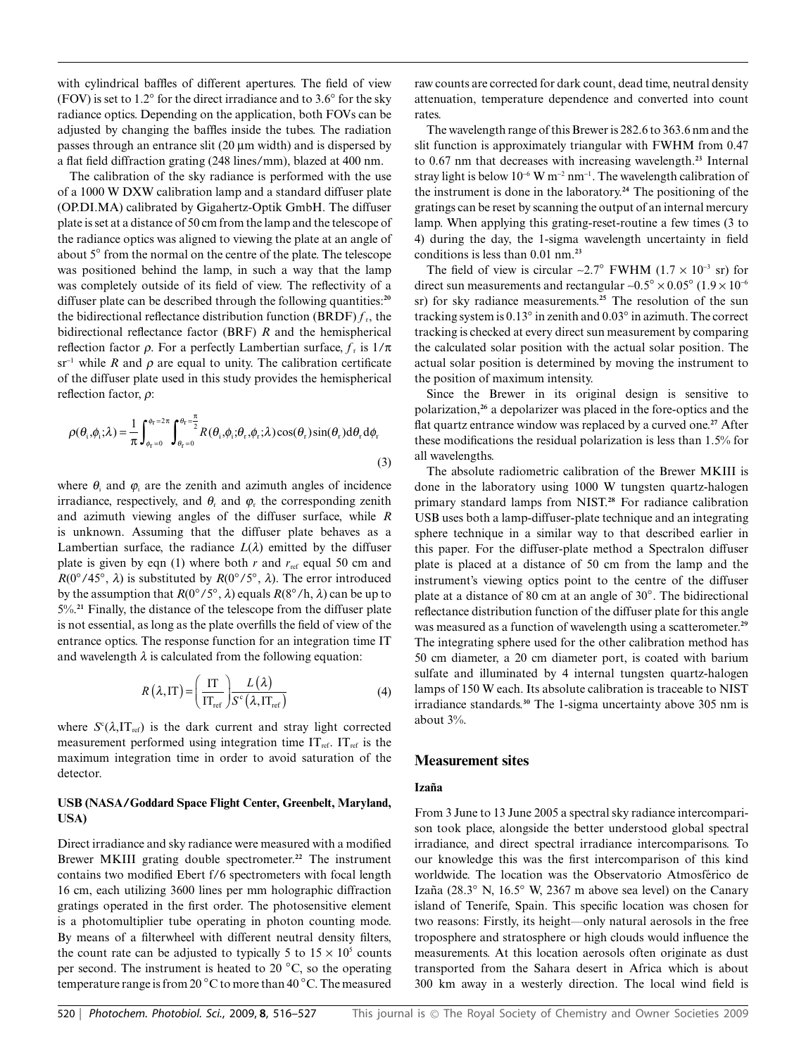with cylindrical baffles of different apertures. The field of view (FOV) is set to 1.2° for the direct irradiance and to 3.6° for the sky radiance optics. Depending on the application, both FOVs can be adjusted by changing the baffles inside the tubes. The radiation passes through an entrance slit (20 µm width) and is dispersed by a flat field diffraction grating (248 lines/mm), blazed at 400 nm.

The calibration of the sky radiance is performed with the use of a 1000 W DXW calibration lamp and a standard diffuser plate (OP.DI.MA) calibrated by Gigahertz-Optik GmbH. The diffuser plate is set at a distance of 50 cm from the lamp and the telescope of the radiance optics was aligned to viewing the plate at an angle of about 5° from the normal on the centre of the plate. The telescope was positioned behind the lamp, in such a way that the lamp was completely outside of its field of view. The reflectivity of a diffuser plate can be described through the following quantities:[20] the bidirectional reflectance distribution function (BRDF) $f_r$, the bidirectional reflectance factor (BRF) $R$ and the hemispherical reflection factor $\rho$. For a perfectly Lambertian surface, $f_r$ is $1/\pi$ $sr^{-1}$ while $R$ and $\rho$ are equal to unity. The calibration certificate of the diffuser plate used in this study provides the hemispherical reflection factor, $\rho$:

$$\rho(\theta_i,\phi_i;\lambda) = \frac{1}{\pi}\int_{\phi_r=0}^{\phi_r=2\pi}\int_{\theta_r=0}^{\theta_r=\frac{\pi}{2}} R(\theta_i,\phi_i;\theta_r,\phi_r;\lambda)\cos(\theta_r)\sin(\theta_r)\mathrm{d}\theta_r\mathrm{d}\phi_r \tag{3}$$

where $\theta_i$ and $\varphi_i$ are the zenith and azimuth angles of incidence irradiance, respectively, and $\theta_r$ and $\varphi_r$ the corresponding zenith and azimuth viewing angles of the diffuser surface, while $R$ is unknown. Assuming that the diffuser plate behaves as a Lambertian surface, the radiance $L(\lambda)$ emitted by the diffuser plate is given by eqn (1) where both $r$ and $r_{ref}$ equal 50 cm and $R(0°/45°, \lambda)$ is substituted by $R(0°/5°, \lambda)$. The error introduced by the assumption that $R(0°/5°, \lambda)$ equals $R(8°/h, \lambda)$ can be up to 5%.[21] Finally, the distance of the telescope from the diffuser plate is not essential, as long as the plate overfills the field of view of the entrance optics. The response function for an integration time IT and wavelength $\lambda$ is calculated from the following equation:

$$R(\lambda,\mathrm{IT}) = \left(\frac{\mathrm{IT}}{\mathrm{IT}_{\mathrm{ref}}}\right)\frac{L(\lambda)}{S^{c}(\lambda,\mathrm{IT}_{\mathrm{ref}})} \tag{4}$$

where $S^c(\lambda,\mathrm{IT}_{ref})$ is the dark current and stray light corrected measurement performed using integration time $\mathrm{IT}_{ref}$. $\mathrm{IT}_{ref}$ is the maximum integration time in order to avoid saturation of the detector.

### USB (NASA/Goddard Space Flight Center, Greenbelt, Maryland, USA)

Direct irradiance and sky radiance were measured with a modified Brewer MKIII grating double spectrometer.[22] The instrument contains two modified Ebert f/6 spectrometers with focal length 16 cm, each utilizing 3600 lines per mm holographic diffraction gratings operated in the first order. The photosensitive element is a photomultiplier tube operating in photon counting mode. By means of a filterwheel with different neutral density filters, the count rate can be adjusted to typically 5 to $15 \times 10^5$ counts per second. The instrument is heated to 20 °C, so the operating temperature range is from 20 °C to more than 40 °C. The measured raw counts are corrected for dark count, dead time, neutral density attenuation, temperature dependence and converted into count rates.

The wavelength range of this Brewer is 282.6 to 363.6 nm and the slit function is approximately triangular with FWHM from 0.47 to 0.67 nm that decreases with increasing wavelength.[23] Internal stray light is below $10^{-6}$ W $m^{-2}$ $nm^{-1}$. The wavelength calibration of the instrument is done in the laboratory.[24] The positioning of the gratings can be reset by scanning the output of an internal mercury lamp. When applying this grating-reset-routine a few times (3 to 4) during the day, the 1-sigma wavelength uncertainty in field conditions is less than 0.01 nm.[23]

The field of view is circular ~2.7° FWHM ($1.7 \times 10^{-3}$ sr) for direct sun measurements and rectangular ~0.5° × 0.05° ($1.9 \times 10^{-6}$ sr) for sky radiance measurements.[25] The resolution of the sun tracking system is 0.13° in zenith and 0.03° in azimuth. The correct tracking is checked at every direct sun measurement by comparing the calculated solar position with the actual solar position. The actual solar position is determined by moving the instrument to the position of maximum intensity.

Since the Brewer in its original design is sensitive to polarization,[26] a depolarizer was placed in the fore-optics and the flat quartz entrance window was replaced by a curved one.[27] After these modifications the residual polarization is less than 1.5% for all wavelengths.

The absolute radiometric calibration of the Brewer MKIII is done in the laboratory using 1000 W tungsten quartz-halogen primary standard lamps from NIST.[28] For radiance calibration USB uses both a lamp-diffuser-plate technique and an integrating sphere technique in a similar way to that described earlier in this paper. For the diffuser-plate method a Spectralon diffuser plate is placed at a distance of 50 cm from the lamp and the instrument's viewing optics point to the centre of the diffuser plate at a distance of 80 cm at an angle of 30°. The bidirectional reflectance distribution function of the diffuser plate for this angle was measured as a function of wavelength using a scatterometer.[29] The integrating sphere used for the other calibration method has 50 cm diameter, a 20 cm diameter port, is coated with barium sulfate and illuminated by 4 internal tungsten quartz-halogen lamps of 150 W each. Its absolute calibration is traceable to NIST irradiance standards.[30] The 1-sigma uncertainty above 305 nm is about 3%.

## Measurement sites

### Izaña

From 3 June to 13 June 2005 a spectral sky radiance intercomparison took place, alongside the better understood global spectral irradiance, and direct spectral irradiance intercomparisons. To our knowledge this was the first intercomparison of this kind worldwide. The location was the Observatorio Atmosférico de Izaña (28.3° N, 16.5° W, 2367 m above sea level) on the Canary island of Tenerife, Spain. This specific location was chosen for two reasons: Firstly, its height—only natural aerosols in the free troposphere and stratosphere or high clouds would influence the measurements. At this location aerosols often originate as dust transported from the Sahara desert in Africa which is about 300 km away in a westerly direction. The local wind field is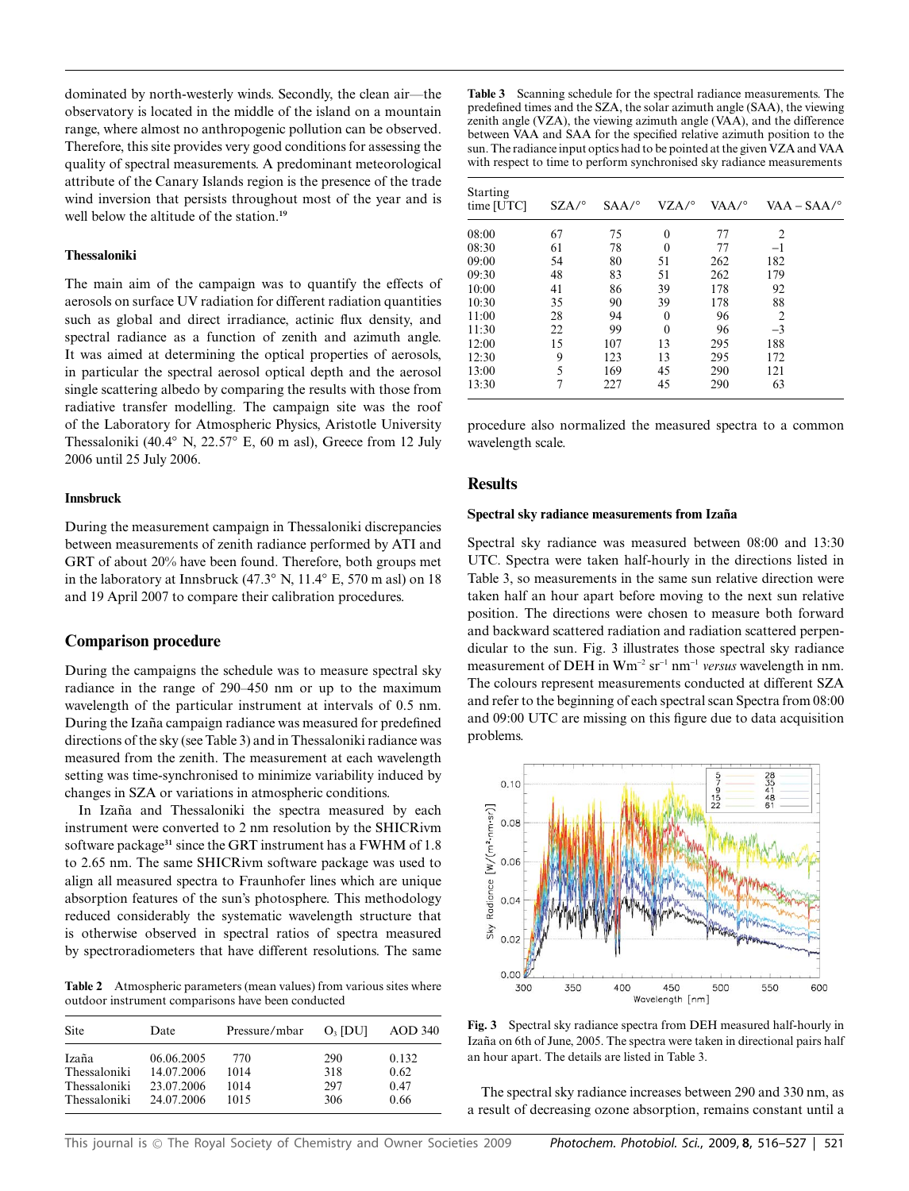dominated by north-westerly winds. Secondly, the clean air—the observatory is located in the middle of the island on a mountain range, where almost no anthropogenic pollution can be observed. Therefore, this site provides very good conditions for assessing the quality of spectral measurements. A predominant meteorological attribute of the Canary Islands region is the presence of the trade wind inversion that persists throughout most of the year and is well below the altitude of the station.[19]

#### Thessaloniki

The main aim of the campaign was to quantify the effects of aerosols on surface UV radiation for different radiation quantities such as global and direct irradiance, actinic flux density, and spectral radiance as a function of zenith and azimuth angle. It was aimed at determining the optical properties of aerosols, in particular the spectral aerosol optical depth and the aerosol single scattering albedo by comparing the results with those from radiative transfer modelling. The campaign site was the roof of the Laboratory for Atmospheric Physics, Aristotle University Thessaloniki (40.4° N, 22.57° E, 60 m asl), Greece from 12 July 2006 until 25 July 2006.

#### Innsbruck

During the measurement campaign in Thessaloniki discrepancies between measurements of zenith radiance performed by ATI and GRT of about 20% have been found. Therefore, both groups met in the laboratory at Innsbruck (47.3° N, 11.4° E, 570 m asl) on 18 and 19 April 2007 to compare their calibration procedures.

## Comparison procedure

During the campaigns the schedule was to measure spectral sky radiance in the range of 290–450 nm or up to the maximum wavelength of the particular instrument at intervals of 0.5 nm. During the Izaña campaign radiance was measured for predefined directions of the sky (see Table 3) and in Thessaloniki radiance was measured from the zenith. The measurement at each wavelength setting was time-synchronised to minimize variability induced by changes in SZA or variations in atmospheric conditions.

In Izaña and Thessaloniki the spectra measured by each instrument were converted to 2 nm resolution by the SHICRivm software package[31] since the GRT instrument has a FWHM of 1.8 to 2.65 nm. The same SHICRivm software package was used to align all measured spectra to Fraunhofer lines which are unique absorption features of the sun's photosphere. This methodology reduced considerably the systematic wavelength structure that is otherwise observed in spectral ratios of spectra measured by spectroradiometers that have different resolutions. The same procedure also normalized the measured spectra to a common wavelength scale.

**Table 2** Atmospheric parameters (mean values) from various sites where outdoor instrument comparisons have been conducted

| Site | Date | Pressure/mbar | $O_3$ [DU] | AOD 340 |
|---|---|---|---|---|
| Izaña | 06.06.2005 | 770 | 290 | 0.132 |
| Thessaloniki | 14.07.2006 | 1014 | 318 | 0.62 |
| Thessaloniki | 23.07.2006 | 1014 | 297 | 0.47 |
| Thessaloniki | 24.07.2006 | 1015 | 306 | 0.66 |

**Table 3** Scanning schedule for the spectral radiance measurements. The predefined times and the SZA, the solar azimuth angle (SAA), the viewing zenith angle (VZA), the viewing azimuth angle (VAA), and the difference between VAA and SAA for the specified relative azimuth position to the sun. The radiance input optics had to be pointed at the given VZA and VAA with respect to time to perform synchronised sky radiance measurements

| Starting time [UTC] | SZA/° | SAA/° | VZA/° | VAA/° | VAA – SAA/° |
|---|---|---|---|---|---|
| 08:00 | 67 | 75 | 0 | 77 | 2 |
| 08:30 | 61 | 78 | 0 | 77 | −1 |
| 09:00 | 54 | 80 | 51 | 262 | 182 |
| 09:30 | 48 | 83 | 51 | 262 | 179 |
| 10:00 | 41 | 86 | 39 | 178 | 92 |
| 10:30 | 35 | 90 | 39 | 178 | 88 |
| 11:00 | 28 | 94 | 0 | 96 | 2 |
| 11:30 | 22 | 99 | 0 | 96 | −3 |
| 12:00 | 15 | 107 | 13 | 295 | 188 |
| 12:30 | 9 | 123 | 13 | 295 | 172 |
| 13:00 | 5 | 169 | 45 | 290 | 121 |
| 13:30 | 7 | 227 | 45 | 290 | 63 |

## Results

#### Spectral sky radiance measurements from Izaña

Spectral sky radiance was measured between 08:00 and 13:30 UTC. Spectra were taken half-hourly in the directions listed in Table 3, so measurements in the same sun relative direction were taken half an hour apart before moving to the next sun relative position. The directions were chosen to measure both forward and backward scattered radiation and radiation scattered perpendicular to the sun. Fig. 3 illustrates those spectral sky radiance measurement of DEH in $W m^{-2} sr^{-1} nm^{-1}$ *versus* wavelength in nm. The colours represent measurements conducted at different SZA and refer to the beginning of each spectral scan Spectra from 08:00 and 09:00 UTC are missing on this figure due to data acquisition problems.

**Fig. 3** Spectral sky radiance spectra from DEH measured half-hourly in Izaña on 6th of June, 2005. The spectra were taken in directional pairs half an hour apart. The details are listed in Table 3.

The spectral sky radiance increases between 290 and 330 nm, as a result of decreasing ozone absorption, remains constant until a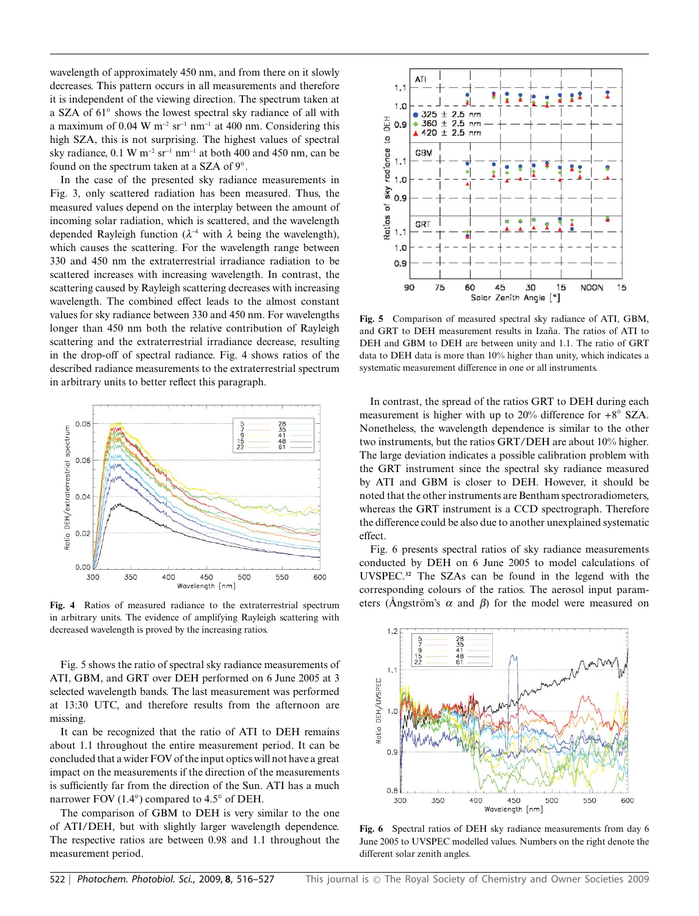wavelength of approximately 450 nm, and from there on it slowly decreases. This pattern occurs in all measurements and therefore it is independent of the viewing direction. The spectrum taken at a SZA of 61° shows the lowest spectral sky radiance of all with a maximum of 0.04 W m$^{-2}$ sr$^{-1}$ nm$^{-1}$ at 400 nm. Considering this high SZA, this is not surprising. The highest values of spectral sky radiance, 0.1 W m$^{-2}$ sr$^{-1}$ nm$^{-1}$ at both 400 and 450 nm, can be found on the spectrum taken at a SZA of 9°.

In the case of the presented sky radiance measurements in Fig. 3, only scattered radiation has been measured. Thus, the measured values depend on the interplay between the amount of incoming solar radiation, which is scattered, and the wavelength depended Rayleigh function ($\lambda^{-4}$ with $\lambda$ being the wavelength), which causes the scattering. For the wavelength range between 330 and 450 nm the extraterrestrial irradiance radiation to be scattered increases with increasing wavelength. In contrast, the scattering caused by Rayleigh scattering decreases with increasing wavelength. The combined effect leads to the almost constant values for sky radiance between 330 and 450 nm. For wavelengths longer than 450 nm both the relative contribution of Rayleigh scattering and the extraterrestrial irradiance decrease, resulting in the drop-off of spectral radiance. Fig. 4 shows ratios of the described radiance measurements to the extraterrestrial spectrum in arbitrary units to better reflect this paragraph.

**Fig. 4** Ratios of measured radiance to the extraterrestrial spectrum in arbitrary units. The evidence of amplifying Rayleigh scattering with decreased wavelength is proved by the increasing ratios.

Fig. 5 shows the ratio of spectral sky radiance measurements of ATI, GBM, and GRT over DEH performed on 6 June 2005 at 3 selected wavelength bands. The last measurement was performed at 13:30 UTC, and therefore results from the afternoon are missing.

It can be recognized that the ratio of ATI to DEH remains about 1.1 throughout the entire measurement period. It can be concluded that a wider FOV of the input optics will not have a great impact on the measurements if the direction of the measurements is sufficiently far from the direction of the Sun. ATI has a much narrower FOV (1.4°) compared to 4.5° of DEH.

The comparison of GBM to DEH is very similar to the one of ATI/DEH, but with slightly larger wavelength dependence. The respective ratios are between 0.98 and 1.1 throughout the measurement period.

**Fig. 5** Comparison of measured spectral sky radiance of ATI, GBM, and GRT to DEH measurement results in Izaña. The ratios of ATI to DEH and GBM to DEH are between unity and 1.1. The ratio of GRT data to DEH data is more than 10% higher than unity, which indicates a systematic measurement difference in one or all instruments.

In contrast, the spread of the ratios GRT to DEH during each measurement is higher with up to 20% difference for +8° SZA. Nonetheless, the wavelength dependence is similar to the other two instruments, but the ratios GRT/DEH are about 10% higher. The large deviation indicates a possible calibration problem with the GRT instrument since the spectral sky radiance measured by ATI and GBM is closer to DEH. However, it should be noted that the other instruments are Bentham spectroradiometers, whereas the GRT instrument is a CCD spectrograph. Therefore the difference could be also due to another unexplained systematic effect.

Fig. 6 presents spectral ratios of sky radiance measurements conducted by DEH on 6 June 2005 to model calculations of UVSPEC.[32] The SZAs can be found in the legend with the corresponding colours of the ratios. The aerosol input parameters (Ångström's $\alpha$ and $\beta$) for the model were measured on

**Fig. 6** Spectral ratios of DEH sky radiance measurements from day 6 June 2005 to UVSPEC modelled values. Numbers on the right denote the different solar zenith angles.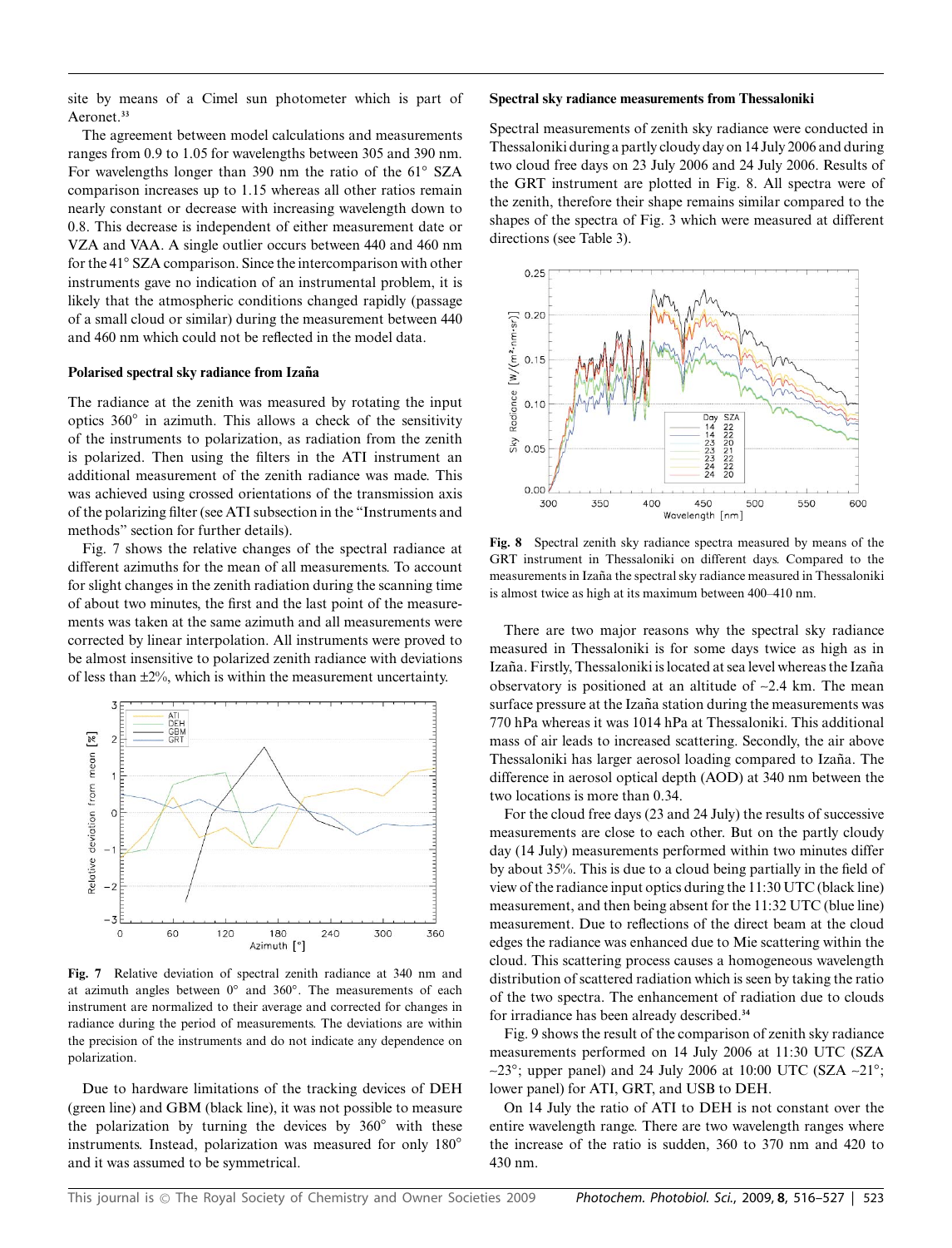site by means of a Cimel sun photometer which is part of Aeronet.[33]

The agreement between model calculations and measurements ranges from 0.9 to 1.05 for wavelengths between 305 and 390 nm. For wavelengths longer than 390 nm the ratio of the 61° SZA comparison increases up to 1.15 whereas all other ratios remain nearly constant or decrease with increasing wavelength down to 0.8. This decrease is independent of either measurement date or VZA and VAA. A single outlier occurs between 440 and 460 nm for the 41° SZA comparison. Since the intercomparison with other instruments gave no indication of an instrumental problem, it is likely that the atmospheric conditions changed rapidly (passage of a small cloud or similar) during the measurement between 440 and 460 nm which could not be reflected in the model data.

### Polarised spectral sky radiance from Izaña

The radiance at the zenith was measured by rotating the input optics 360° in azimuth. This allows a check of the sensitivity of the instruments to polarization, as radiation from the zenith is polarized. Then using the filters in the ATI instrument an additional measurement of the zenith radiance was made. This was achieved using crossed orientations of the transmission axis of the polarizing filter (see ATI subsection in the "Instruments and methods" section for further details).

Fig. 7 shows the relative changes of the spectral radiance at different azimuths for the mean of all measurements. To account for slight changes in the zenith radiation during the scanning time of about two minutes, the first and the last point of the measurements was taken at the same azimuth and all measurements were corrected by linear interpolation. All instruments were proved to be almost insensitive to polarized zenith radiance with deviations of less than ±2%, which is within the measurement uncertainty.

**Fig. 7** Relative deviation of spectral zenith radiance at 340 nm and at azimuth angles between 0° and 360°. The measurements of each instrument are normalized to their average and corrected for changes in radiance during the period of measurements. The deviations are within the precision of the instruments and do not indicate any dependence on polarization.

Due to hardware limitations of the tracking devices of DEH (green line) and GBM (black line), it was not possible to measure the polarization by turning the devices by 360° with these instruments. Instead, polarization was measured for only 180° and it was assumed to be symmetrical.

### Spectral sky radiance measurements from Thessaloniki

Spectral measurements of zenith sky radiance were conducted in Thessaloniki during a partly cloudy day on 14 July 2006 and during two cloud free days on 23 July 2006 and 24 July 2006. Results of the GRT instrument are plotted in Fig. 8. All spectra were of the zenith, therefore their shape remains similar compared to the shapes of the spectra of Fig. 3 which were measured at different directions (see Table 3).

**Fig. 8** Spectral zenith sky radiance spectra measured by means of the GRT instrument in Thessaloniki on different days. Compared to the measurements in Izaña the spectral sky radiance measured in Thessaloniki is almost twice as high at its maximum between 400–410 nm.

There are two major reasons why the spectral sky radiance measured in Thessaloniki is for some days twice as high as in Izaña. Firstly, Thessaloniki is located at sea level whereas the Izaña observatory is positioned at an altitude of ~2.4 km. The mean surface pressure at the Izaña station during the measurements was 770 hPa whereas it was 1014 hPa at Thessaloniki. This additional mass of air leads to increased scattering. Secondly, the air above Thessaloniki has larger aerosol loading compared to Izaña. The difference in aerosol optical depth (AOD) at 340 nm between the two locations is more than 0.34.

For the cloud free days (23 and 24 July) the results of successive measurements are close to each other. But on the partly cloudy day (14 July) measurements performed within two minutes differ by about 35%. This is due to a cloud being partially in the field of view of the radiance input optics during the 11:30 UTC (black line) measurement, and then being absent for the 11:32 UTC (blue line) measurement. Due to reflections of the direct beam at the cloud edges the radiance was enhanced due to Mie scattering within the cloud. This scattering process causes a homogeneous wavelength distribution of scattered radiation which is seen by taking the ratio of the two spectra. The enhancement of radiation due to clouds for irradiance has been already described.[34]

Fig. 9 shows the result of the comparison of zenith sky radiance measurements performed on 14 July 2006 at 11:30 UTC (SZA ~23°; upper panel) and 24 July 2006 at 10:00 UTC (SZA ~21°; lower panel) for ATI, GRT, and USB to DEH.

On 14 July the ratio of ATI to DEH is not constant over the entire wavelength range. There are two wavelength ranges where the increase of the ratio is sudden, 360 to 370 nm and 420 to 430 nm.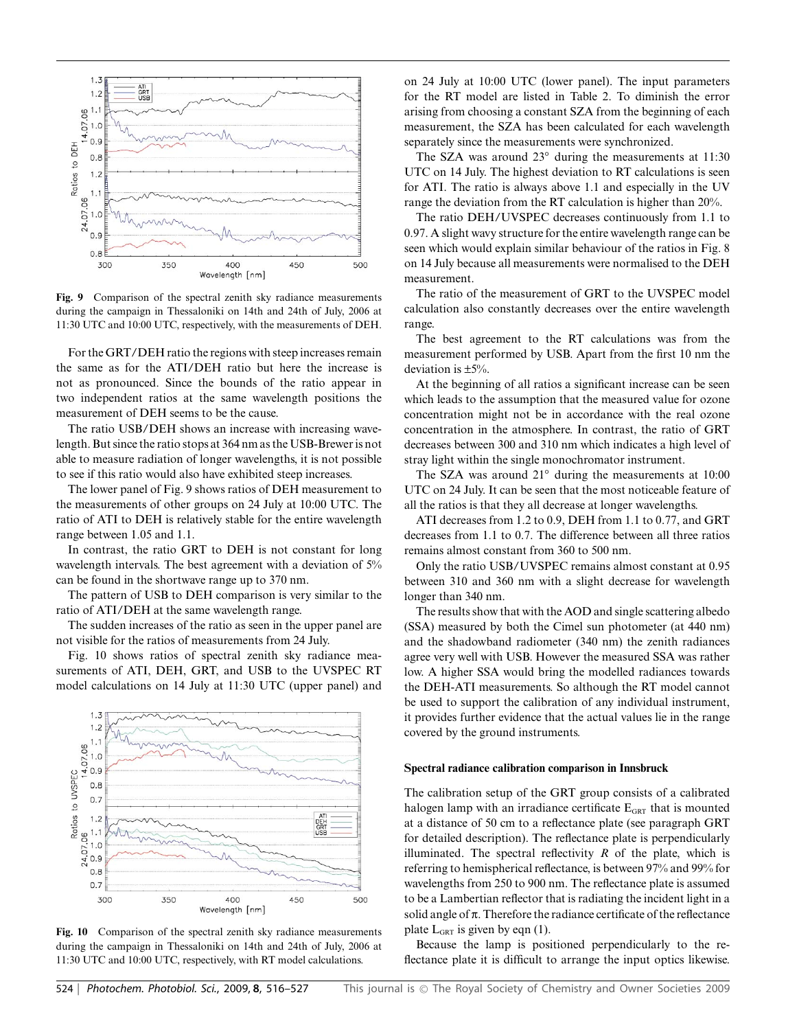Fig. 9 Comparison of the spectral zenith sky radiance measurements during the campaign in Thessaloniki on 14th and 24th of July, 2006 at 11:30 UTC and 10:00 UTC, respectively, with the measurements of DEH.

For the GRT/DEH ratio the regions with steep increases remain the same as for the ATI/DEH ratio but here the increase is not as pronounced. Since the bounds of the ratio appear in two independent ratios at the same wavelength positions the measurement of DEH seems to be the cause.

The ratio USB/DEH shows an increase with increasing wavelength. But since the ratio stops at 364 nm as the USB-Brewer is not able to measure radiation of longer wavelengths, it is not possible to see if this ratio would also have exhibited steep increases.

The lower panel of Fig. 9 shows ratios of DEH measurement to the measurements of other groups on 24 July at 10:00 UTC. The ratio of ATI to DEH is relatively stable for the entire wavelength range between 1.05 and 1.1.

In contrast, the ratio GRT to DEH is not constant for long wavelength intervals. The best agreement with a deviation of 5% can be found in the shortwave range up to 370 nm.

The pattern of USB to DEH comparison is very similar to the ratio of ATI/DEH at the same wavelength range.

The sudden increases of the ratio as seen in the upper panel are not visible for the ratios of measurements from 24 July.

Fig. 10 shows ratios of spectral zenith sky radiance measurements of ATI, DEH, GRT, and USB to the UVSPEC RT model calculations on 14 July at 11:30 UTC (upper panel) and on 24 July at 10:00 UTC (lower panel). The input parameters for the RT model are listed in Table 2. To diminish the error arising from choosing a constant SZA from the beginning of each measurement, the SZA has been calculated for each wavelength separately since the measurements were synchronized.

Fig. 10 Comparison of the spectral zenith sky radiance measurements during the campaign in Thessaloniki on 14th and 24th of July, 2006 at 11:30 UTC and 10:00 UTC, respectively, with RT model calculations.

The SZA was around 23° during the measurements at 11:30 UTC on 14 July. The highest deviation to RT calculations is seen for ATI. The ratio is always above 1.1 and especially in the UV range the deviation from the RT calculation is higher than 20%.

The ratio DEH/UVSPEC decreases continuously from 1.1 to 0.97. A slight wavy structure for the entire wavelength range can be seen which would explain similar behaviour of the ratios in Fig. 8 on 14 July because all measurements were normalised to the DEH measurement.

The ratio of the measurement of GRT to the UVSPEC model calculation also constantly decreases over the entire wavelength range.

The best agreement to the RT calculations was from the measurement performed by USB. Apart from the first 10 nm the deviation is ±5%.

At the beginning of all ratios a significant increase can be seen which leads to the assumption that the measured value for ozone concentration might not be in accordance with the real ozone concentration in the atmosphere. In contrast, the ratio of GRT decreases between 300 and 310 nm which indicates a high level of stray light within the single monochromator instrument.

The SZA was around 21° during the measurements at 10:00 UTC on 24 July. It can be seen that the most noticeable feature of all the ratios is that they all decrease at longer wavelengths.

ATI decreases from 1.2 to 0.9, DEH from 1.1 to 0.77, and GRT decreases from 1.1 to 0.7. The difference between all three ratios remains almost constant from 360 to 500 nm.

Only the ratio USB/UVSPEC remains almost constant at 0.95 between 310 and 360 nm with a slight decrease for wavelength longer than 340 nm.

The results show that with the AOD and single scattering albedo (SSA) measured by both the Cimel sun photometer (at 440 nm) and the shadowband radiometer (340 nm) the zenith radiances agree very well with USB. However the measured SSA was rather low. A higher SSA would bring the modelled radiances towards the DEH-ATI measurements. So although the RT model cannot be used to support the calibration of any individual instrument, it provides further evidence that the actual values lie in the range covered by the ground instruments.

### Spectral radiance calibration comparison in Innsbruck

The calibration setup of the GRT group consists of a calibrated halogen lamp with an irradiance certificate $E_{GRT}$ that is mounted at a distance of 50 cm to a reflectance plate (see paragraph GRT for detailed description). The reflectance plate is perpendicularly illuminated. The spectral reflectivity $R$ of the plate, which is referring to hemispherical reflectance, is between 97% and 99% for wavelengths from 250 to 900 nm. The reflectance plate is assumed to be a Lambertian reflector that is radiating the incident light in a solid angle of $\pi$. Therefore the radiance certificate of the reflectance plate $L_{GRT}$ is given by eqn (1).

Because the lamp is positioned perpendicularly to the reflectance plate it is difficult to arrange the input optics likewise.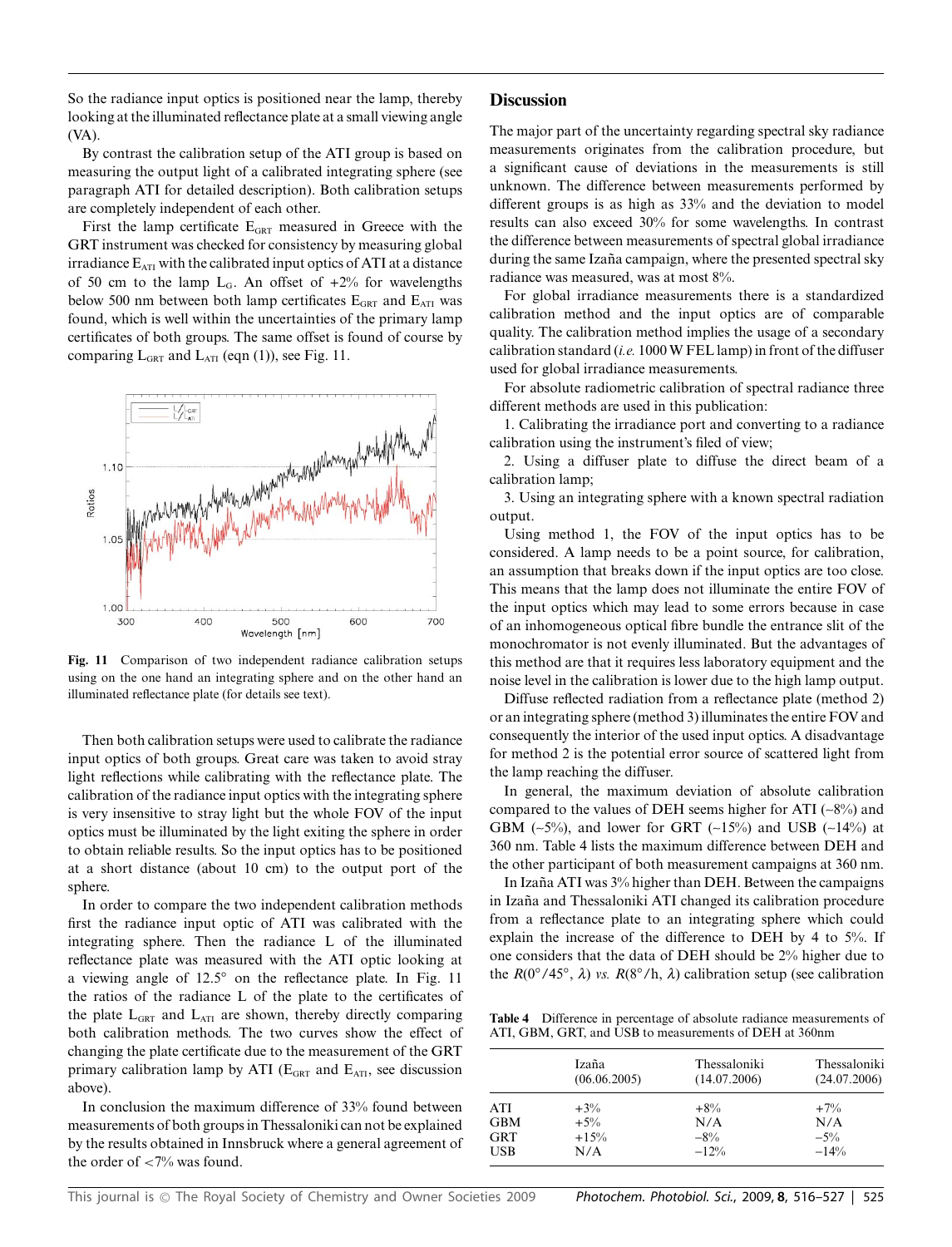So the radiance input optics is positioned near the lamp, thereby looking at the illuminated reflectance plate at a small viewing angle (VA).

By contrast the calibration setup of the ATI group is based on measuring the output light of a calibrated integrating sphere (see paragraph ATI for detailed description). Both calibration setups are completely independent of each other.

First the lamp certificate $E_{GRT}$ measured in Greece with the GRT instrument was checked for consistency by measuring global irradiance $E_{ATI}$ with the calibrated input optics of ATI at a distance of 50 cm to the lamp $L_G$. An offset of +2% for wavelengths below 500 nm between both lamp certificates $E_{GRT}$ and $E_{ATI}$ was found, which is well within the uncertainties of the primary lamp certificates of both groups. The same offset is found of course by comparing $L_{GRT}$ and $L_{ATI}$ (eqn (1)), see Fig. 11.

**Fig. 11** Comparison of two independent radiance calibration setups using on the one hand an integrating sphere and on the other hand an illuminated reflectance plate (for details see text).

Then both calibration setups were used to calibrate the radiance input optics of both groups. Great care was taken to avoid stray light reflections while calibrating with the reflectance plate. The calibration of the radiance input optics with the integrating sphere is very insensitive to stray light but the whole FOV of the input optics must be illuminated by the light exiting the sphere in order to obtain reliable results. So the input optics has to be positioned at a short distance (about 10 cm) to the output port of the sphere.

In order to compare the two independent calibration methods first the radiance input optic of ATI was calibrated with the integrating sphere. Then the radiance L of the illuminated reflectance plate was measured with the ATI optic looking at a viewing angle of 12.5° on the reflectance plate. In Fig. 11 the ratios of the radiance L of the plate to the certificates of the plate $L_{GRT}$ and $L_{ATI}$ are shown, thereby directly comparing both calibration methods. The two curves show the effect of changing the plate certificate due to the measurement of the GRT primary calibration lamp by ATI ($E_{GRT}$ and $E_{ATI}$, see discussion above).

In conclusion the maximum difference of 33% found between measurements of both groups in Thessaloniki can not be explained by the results obtained in Innsbruck where a general agreement of the order of <7% was found.

## Discussion

The major part of the uncertainty regarding spectral sky radiance measurements originates from the calibration procedure, but a significant cause of deviations in the measurements is still unknown. The difference between measurements performed by different groups is as high as 33% and the deviation to model results can also exceed 30% for some wavelengths. In contrast the difference between measurements of spectral global irradiance during the same Izaña campaign, where the presented spectral sky radiance was measured, was at most 8%.

For global irradiance measurements there is a standardized calibration method and the input optics are of comparable quality. The calibration method implies the usage of a secondary calibration standard (*i.e.* 1000 W FEL lamp) in front of the diffuser used for global irradiance measurements.

For absolute radiometric calibration of spectral radiance three different methods are used in this publication:

1. Calibrating the irradiance port and converting to a radiance calibration using the instrument's filed of view;
2. Using a diffuser plate to diffuse the direct beam of a calibration lamp;
3. Using an integrating sphere with a known spectral radiation output.

Using method 1, the FOV of the input optics has to be considered. A lamp needs to be a point source, for calibration, an assumption that breaks down if the input optics are too close. This means that the lamp does not illuminate the entire FOV of the input optics which may lead to some errors because in case of an inhomogeneous optical fibre bundle the entrance slit of the monochromator is not evenly illuminated. But the advantages of this method are that it requires less laboratory equipment and the noise level in the calibration is lower due to the high lamp output.

Diffuse reflected radiation from a reflectance plate (method 2) or an integrating sphere (method 3) illuminates the entire FOV and consequently the interior of the used input optics. A disadvantage for method 2 is the potential error source of scattered light from the lamp reaching the diffuser.

In general, the maximum deviation of absolute calibration compared to the values of DEH seems higher for ATI (~8%) and GBM (~5%), and lower for GRT (~15%) and USB (~14%) at 360 nm. Table 4 lists the maximum difference between DEH and the other participant of both measurement campaigns at 360 nm.

In Izaña ATI was 3% higher than DEH. Between the campaigns in Izaña and Thessaloniki ATI changed its calibration procedure from a reflectance plate to an integrating sphere which could explain the increase of the difference to DEH by 4 to 5%. If one considers that the data of DEH should be 2% higher due to the $R(0°/45°, \lambda)$ *vs.* $R(8°/h, \lambda)$ calibration setup (see calibration

**Table 4** Difference in percentage of absolute radiance measurements of ATI, GBM, GRT, and USB to measurements of DEH at 360nm

| | Izaña (06.06.2005) | Thessaloniki (14.07.2006) | Thessaloniki (24.07.2006) |
|---|---|---|---|
| ATI | +3% | +8% | +7% |
| GBM | +5% | N/A | N/A |
| GRT | +15% | −8% | −5% |
| USB | N/A | −12% | −14% |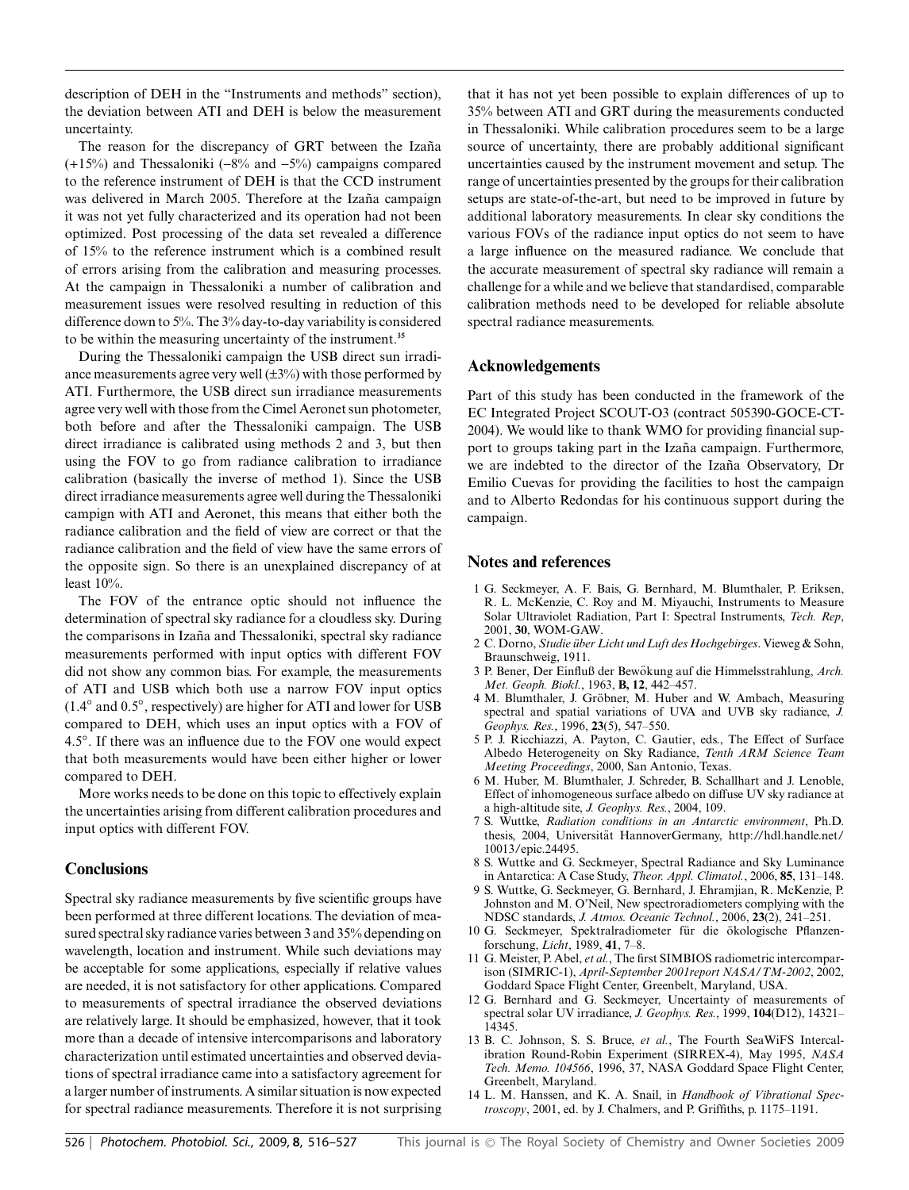description of DEH in the "Instruments and methods" section), the deviation between ATI and DEH is below the measurement uncertainty.

The reason for the discrepancy of GRT between the Izaña (+15%) and Thessaloniki (−8% and −5%) campaigns compared to the reference instrument of DEH is that the CCD instrument was delivered in March 2005. Therefore at the Izaña campaign it was not yet fully characterized and its operation had not been optimized. Post processing of the data set revealed a difference of 15% to the reference instrument which is a combined result of errors arising from the calibration and measuring processes. At the campaign in Thessaloniki a number of calibration and measurement issues were resolved resulting in reduction of this difference down to 5%. The 3% day-to-day variability is considered to be within the measuring uncertainty of the instrument.[35]

During the Thessaloniki campaign the USB direct sun irradiance measurements agree very well (±3%) with those performed by ATI. Furthermore, the USB direct sun irradiance measurements agree very well with those from the Cimel Aeronet sun photometer, both before and after the Thessaloniki campaign. The USB direct irradiance is calibrated using methods 2 and 3, but then using the FOV to go from radiance calibration to irradiance calibration (basically the inverse of method 1). Since the USB direct irradiance measurements agree well during the Thessaloniki campign with ATI and Aeronet, this means that either both the radiance calibration and the field of view are correct or that the radiance calibration and the field of view have the same errors of the opposite sign. So there is an unexplained discrepancy of at least 10%.

The FOV of the entrance optic should not influence the determination of spectral sky radiance for a cloudless sky. During the comparisons in Izaña and Thessaloniki, spectral sky radiance measurements performed with input optics with different FOV did not show any common bias. For example, the measurements of ATI and USB which both use a narrow FOV input optics (1.4° and 0.5°, respectively) are higher for ATI and lower for USB compared to DEH, which uses an input optics with a FOV of 4.5°. If there was an influence due to the FOV one would expect that both measurements would have been either higher or lower compared to DEH.

More works needs to be done on this topic to effectively explain the uncertainties arising from different calibration procedures and input optics with different FOV.

## Conclusions

Spectral sky radiance measurements by five scientific groups have been performed at three different locations. The deviation of measured spectral sky radiance varies between 3 and 35% depending on wavelength, location and instrument. While such deviations may be acceptable for some applications, especially if relative values are needed, it is not satisfactory for other applications. Compared to measurements of spectral irradiance the observed deviations are relatively large. It should be emphasized, however, that it took more than a decade of intensive intercomparisons and laboratory characterization until estimated uncertainties and observed deviations of spectral irradiance came into a satisfactory agreement for a larger number of instruments. A similar situation is now expected for spectral radiance measurements. Therefore it is not surprising that it has not yet been possible to explain differences of up to 35% between ATI and GRT during the measurements conducted in Thessaloniki. While calibration procedures seem to be a large source of uncertainty, there are probably additional significant uncertainties caused by the instrument movement and setup. The range of uncertainties presented by the groups for their calibration setups are state-of-the-art, but need to be improved in future by additional laboratory measurements. In clear sky conditions the various FOVs of the radiance input optics do not seem to have a large influence on the measured radiance. We conclude that the accurate measurement of spectral sky radiance will remain a challenge for a while and we believe that standardised, comparable calibration methods need to be developed for reliable absolute spectral radiance measurements.

## Acknowledgements

Part of this study has been conducted in the framework of the EC Integrated Project SCOUT-O3 (contract 505390-GOCE-CT-2004). We would like to thank WMO for providing financial support to groups taking part in the Izaña campaign. Furthermore, we are indebted to the director of the Izaña Observatory, Dr Emilio Cuevas for providing the facilities to host the campaign and to Alberto Redondas for his continuous support during the campaign.

## Notes and references

1 G. Seckmeyer, A. F. Bais, G. Bernhard, M. Blumthaler, P. Eriksen, R. L. McKenzie, C. Roy and M. Miyauchi, Instruments to Measure Solar Ultraviolet Radiation, Part I: Spectral Instruments, *Tech. Rep*, 2001, **30**, WOM-GAW.

2 C. Dorno, *Studie über Licht und Luft des Hochgebirges*. Vieweg & Sohn, Braunschweig, 1911.

3 P. Bener, Der Einfluß der Bewökung auf die Himmelsstrahlung, *Arch. Met. Geoph. Biokl.*, 1963, **B, 12**, 442–457.

4 M. Blumthaler, J. Gröbner, M. Huber and W. Ambach, Measuring spectral and spatial variations of UVA and UVB sky radiance, *J. Geophys. Res.*, 1996, **23**(5), 547–550.

5 P. J. Ricchiazzi, A. Payton, C. Gautier, eds., The Effect of Surface Albedo Heterogeneity on Sky Radiance, *Tenth ARM Science Team Meeting Proceedings*, 2000, San Antonio, Texas.

6 M. Huber, M. Blumthaler, J. Schreder, B. Schallhart and J. Lenoble, Effect of inhomogeneous surface albedo on diffuse UV sky radiance at a high-altitude site, *J. Geophys. Res.*, 2004, 109.

7 S. Wuttke, *Radiation conditions in an Antarctic environment*, Ph.D. thesis, 2004, Universität HannoverGermany, http://hdl.handle.net/10013/epic.24495.

8 S. Wuttke and G. Seckmeyer, Spectral Radiance and Sky Luminance in Antarctica: A Case Study, *Theor. Appl. Climatol.*, 2006, **85**, 131–148.

9 S. Wuttke, G. Seckmeyer, G. Bernhard, J. Ehramjian, R. McKenzie, P. Johnston and M. O'Neil, New spectroradiometers complying with the NDSC standards, *J. Atmos. Oceanic Technol.*, 2006, **23**(2), 241–251.

10 G. Seckmeyer, Spektralradiometer für die ökologische Pflanzenforschung, *Licht*, 1989, **41**, 7–8.

11 G. Meister, P. Abel, *et al.*, The first SIMBIOS radiometric intercomparison (SIMRIC-1), *April-September 2001report NASA/TM-2002*, 2002, Goddard Space Flight Center, Greenbelt, Maryland, USA.

12 G. Bernhard and G. Seckmeyer, Uncertainty of measurements of spectral solar UV irradiance, *J. Geophys. Res.*, 1999, **104**(D12), 14321–14345.

13 B. C. Johnson, S. S. Bruce, *et al.*, The Fourth SeaWiFS Intercalibration Round-Robin Experiment (SIRREX-4), May 1995, *NASA Tech. Memo. 104566*, 1996, 37, NASA Goddard Space Flight Center, Greenbelt, Maryland.

14 L. M. Hanssen, and K. A. Snail, in *Handbook of Vibrational Spectroscopy*, 2001, ed. by J. Chalmers, and P. Griffiths, p. 1175–1191.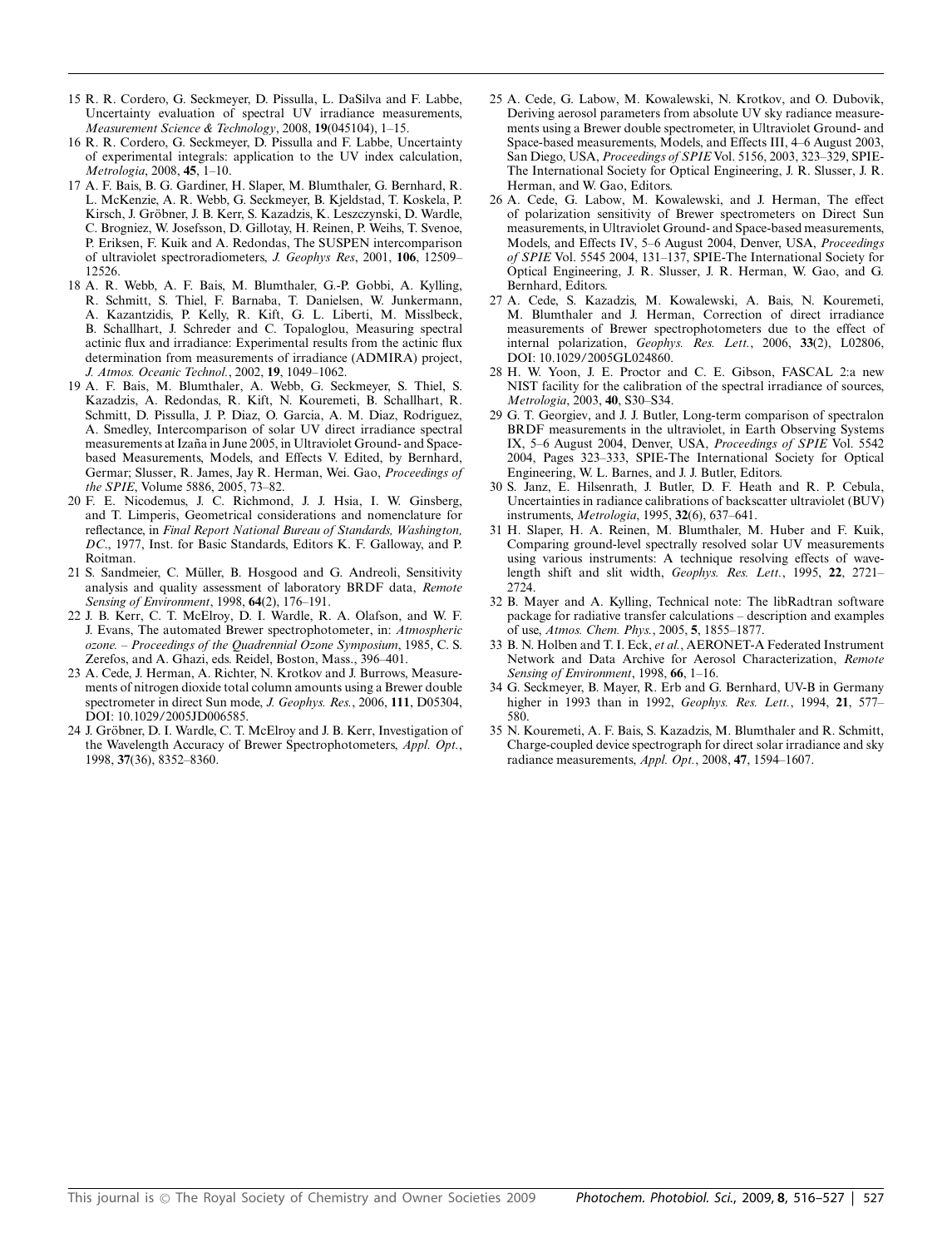15 R. R. Cordero, G. Seckmeyer, D. Pissulla, L. DaSilva and F. Labbe, Uncertainty evaluation of spectral UV irradiance measurements, *Measurement Science & Technology*, 2008, **19**(045104), 1–15.

16 R. R. Cordero, G. Seckmeyer, D. Pissulla and F. Labbe, Uncertainty of experimental integrals: application to the UV index calculation, *Metrologia*, 2008, **45**, 1–10.

17 A. F. Bais, B. G. Gardiner, H. Slaper, M. Blumthaler, G. Bernhard, R. L. McKenzie, A. R. Webb, G. Seckmeyer, B. Kjeldstad, T. Koskela, P. Kirsch, J. Gröbner, J. B. Kerr, S. Kazadzis, K. Leszczynski, D. Wardle, C. Brogniez, W. Josefsson, D. Gillotay, H. Reinen, P. Weihs, T. Svenoe, P. Eriksen, F. Kuik and A. Redondas, The SUSPEN intercomparison of ultraviolet spectroradiometers, *J. Geophys Res*, 2001, **106**, 12509–12526.

18 A. R. Webb, A. F. Bais, M. Blumthaler, G.-P. Gobbi, A. Kylling, R. Schmitt, S. Thiel, F. Barnaba, T. Danielsen, W. Junkermann, A. Kazantzidis, P. Kelly, R. Kift, G. L. Liberti, M. Misslbeck, B. Schallhart, J. Schreder and C. Topaloglou, Measuring spectral actinic flux and irradiance: Experimental results from the actinic flux determination from measurements of irradiance (ADMIRA) project, *J. Atmos. Oceanic Technol.*, 2002, **19**, 1049–1062.

19 A. F. Bais, M. Blumthaler, A. Webb, G. Seckmeyer, S. Thiel, S. Kazadzis, A. Redondas, R. Kift, N. Kouremeti, B. Schallhart, R. Schmitt, D. Pissulla, J. P. Diaz, O. Garcia, A. M. Diaz, Rodriguez, A. Smedley, Intercomparison of solar UV direct irradiance spectral measurements at Izaña in June 2005, in Ultraviolet Ground- and Space-based Measurements, Models, and Effects V. Edited, by Bernhard, Germar; Slusser, R. James, Jay R. Herman, Wei. Gao, *Proceedings of the SPIE*, Volume 5886, 2005, 73–82.

20 F. E. Nicodemus, J. C. Richmond, J. J. Hsia, I. W. Ginsberg, and T. Limperis, Geometrical considerations and nomenclature for reflectance, in *Final Report National Bureau of Standards, Washington, DC.*, 1977, Inst. for Basic Standards, Editors K. F. Galloway, and P. Roitman.

21 S. Sandmeier, C. Müller, B. Hosgood and G. Andreoli, Sensitivity analysis and quality assessment of laboratory BRDF data, *Remote Sensing of Environment*, 1998, **64**(2), 176–191.

22 J. B. Kerr, C. T. McElroy, D. I. Wardle, R. A. Olafson, and W. F. J. Evans, The automated Brewer spectrophotometer, in: *Atmospheric ozone. – Proceedings of the Quadrennial Ozone Symposium*, 1985, C. S. Zerefos, and A. Ghazi, eds. Reidel, Boston, Mass., 396–401.

23 A. Cede, J. Herman, A. Richter, N. Krotkov and J. Burrows, Measurements of nitrogen dioxide total column amounts using a Brewer double spectrometer in direct Sun mode, *J. Geophys. Res.*, 2006, **111**, D05304, DOI: 10.1029/2005JD006585.

24 J. Gröbner, D. I. Wardle, C. T. McElroy and J. B. Kerr, Investigation of the Wavelength Accuracy of Brewer Spectrophotometers, *Appl. Opt.*, 1998, **37**(36), 8352–8360.

25 A. Cede, G. Labow, M. Kowalewski, N. Krotkov, and O. Dubovik, Deriving aerosol parameters from absolute UV sky radiance measurements using a Brewer double spectrometer, in Ultraviolet Ground- and Space-based measurements, Models, and Effects III, 4–6 August 2003, San Diego, USA, *Proceedings of SPIE* Vol. 5156, 2003, 323–329, SPIE-The International Society for Optical Engineering, J. R. Slusser, J. R. Herman, and W. Gao, Editors.

26 A. Cede, G. Labow, M. Kowalewski, and J. Herman, The effect of polarization sensitivity of Brewer spectrometers on Direct Sun measurements, in Ultraviolet Ground- and Space-based measurements, Models, and Effects IV, 5–6 August 2004, Denver, USA, *Proceedings of SPIE* Vol. 5545 2004, 131–137, SPIE-The International Society for Optical Engineering, J. R. Slusser, J. R. Herman, W. Gao, and G. Bernhard, Editors.

27 A. Cede, S. Kazadzis, M. Kowalewski, A. Bais, N. Kouremeti, M. Blumthaler and J. Herman, Correction of direct irradiance measurements of Brewer spectrophotometers due to the effect of internal polarization, *Geophys. Res. Lett.*, 2006, **33**(2), L02806, DOI: 10.1029/2005GL024860.

28 H. W. Yoon, J. E. Proctor and C. E. Gibson, FASCAL 2:a new NIST facility for the calibration of the spectral irradiance of sources, *Metrologia*, 2003, **40**, S30–S34.

29 G. T. Georgiev, and J. J. Butler, Long-term comparison of spectralon BRDF measurements in the ultraviolet, in Earth Observing Systems IX, 5–6 August 2004, Denver, USA, *Proceedings of SPIE* Vol. 5542 2004, Pages 323–333, SPIE-The International Society for Optical Engineering, W. L. Barnes, and J. J. Butler, Editors.

30 S. Janz, E. Hilsenrath, J. Butler, D. F. Heath and R. P. Cebula, Uncertainties in radiance calibrations of backscatter ultraviolet (BUV) instruments, *Metrologia*, 1995, **32**(6), 637–641.

31 H. Slaper, H. A. Reinen, M. Blumthaler, M. Huber and F. Kuik, Comparing ground-level spectrally resolved solar UV measurements using various instruments: A technique resolving effects of wavelength shift and slit width, *Geophys. Res. Lett.*, 1995, **22**, 2721–2724.

32 B. Mayer and A. Kylling, Technical note: The libRadtran software package for radiative transfer calculations – description and examples of use, *Atmos. Chem. Phys.*, 2005, **5**, 1855–1877.

33 B. N. Holben and T. I. Eck, *et al.*, AERONET-A Federated Instrument Network and Data Archive for Aerosol Characterization, *Remote Sensing of Environment*, 1998, **66**, 1–16.

34 G. Seckmeyer, B. Mayer, R. Erb and G. Bernhard, UV-B in Germany higher in 1993 than in 1992, *Geophys. Res. Lett.*, 1994, **21**, 577–580.

35 N. Kouremeti, A. F. Bais, S. Kazadzis, M. Blumthaler and R. Schmitt, Charge-coupled device spectrograph for direct solar irradiance and sky radiance measurements, *Appl. Opt.*, 2008, **47**, 1594–1607.